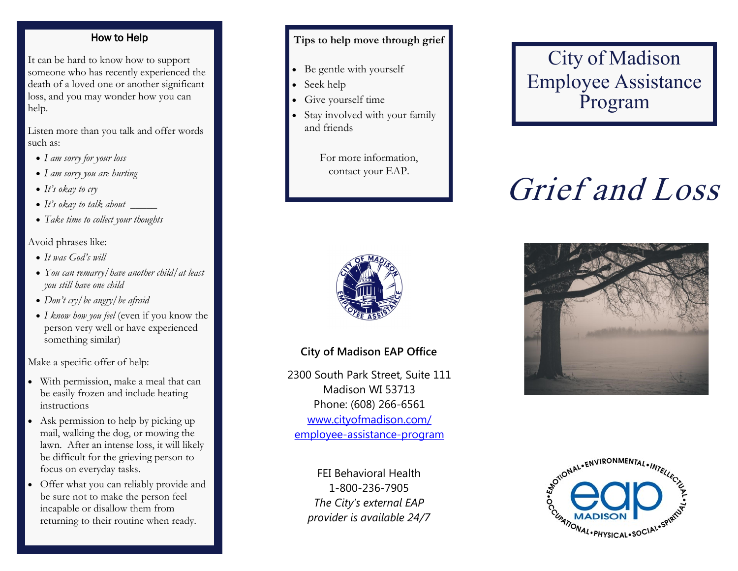## How to Help

It can be hard to know how to support someone who has recently experienced the death of a loved one or another significant loss, and you may wonder how you can help.

Listen more than you talk and offer words such as:

- *I am sorry for your loss*
- *I am sorry you are hurting*
- *It's okay to cry*
- *It's okay to talk about* _____
- *Take time to collect your thoughts*

Avoid phrases like:

- *It was God's will*
- *You can remarry/have another child/at least you still have one child*
- *Don't cry/be angry/be afraid*
- *I know how you feel* (even if you know the person very well or have experienced something similar)

Make a specific offer of help:

- With permission, make a meal that can be easily frozen and include heating instructions
- Ask permission to help by picking up mail, walking the dog, or mowing the lawn. After an intense loss, it will likely be difficult for the grieving person to focus on everyday tasks.
- Offer what you can reliably provide and be sure not to make the person feel incapable or disallow them from returning to their routine when ready.

**Tips to help move through grief**

- Be gentle with yourself
- Seek help
- Give yourself time
- Stay involved with your family and friends

For more information, contact your EAP.

**City of Madison EAP Office**

2300 South Park Street, Suite 111
Madison WI 53713
Phone: (608) 266-6561
www.cityofmadison.com/employee-assistance-program

FEI Behavioral Health
1-800-236-7905
*The City's external EAP provider is available 24/7*

# City of Madison Employee Assistance Program

# *Grief and Loss*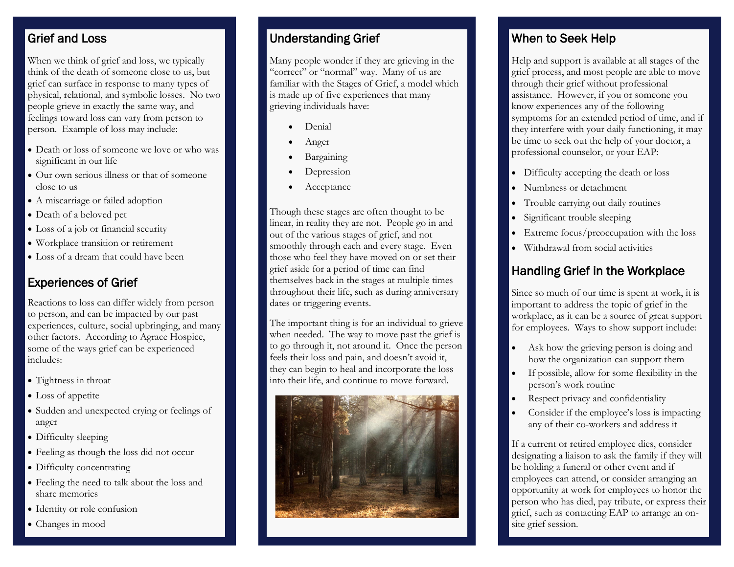## Grief and Loss

When we think of grief and loss, we typically think of the death of someone close to us, but grief can surface in response to many types of physical, relational, and symbolic losses. No two people grieve in exactly the same way, and feelings toward loss can vary from person to person. Example of loss may include:

- Death or loss of someone we love or who was significant in our life
- Our own serious illness or that of someone close to us
- A miscarriage or failed adoption
- Death of a beloved pet
- Loss of a job or financial security
- Workplace transition or retirement
- Loss of a dream that could have been

## Experiences of Grief

Reactions to loss can differ widely from person to person, and can be impacted by our past experiences, culture, social upbringing, and many other factors. According to Agrace Hospice, some of the ways grief can be experienced includes:

- Tightness in throat
- Loss of appetite
- Sudden and unexpected crying or feelings of anger
- Difficulty sleeping
- Feeling as though the loss did not occur
- Difficulty concentrating
- Feeling the need to talk about the loss and share memories
- Identity or role confusion
- Changes in mood

## Understanding Grief

Many people wonder if they are grieving in the "correct" or "normal" way. Many of us are familiar with the Stages of Grief, a model which is made up of five experiences that many grieving individuals have:

- Denial
- Anger
- Bargaining
- Depression
- Acceptance

Though these stages are often thought to be linear, in reality they are not. People go in and out of the various stages of grief, and not smoothly through each and every stage. Even those who feel they have moved on or set their grief aside for a period of time can find themselves back in the stages at multiple times throughout their life, such as during anniversary dates or triggering events.

The important thing is for an individual to grieve when needed. The way to move past the grief is to go through it, not around it. Once the person feels their loss and pain, and doesn't avoid it, they can begin to heal and incorporate the loss into their life, and continue to move forward.

## When to Seek Help

Help and support is available at all stages of the grief process, and most people are able to move through their grief without professional assistance. However, if you or someone you know experiences any of the following symptoms for an extended period of time, and if they interfere with your daily functioning, it may be time to seek out the help of your doctor, a professional counselor, or your EAP:

- Difficulty accepting the death or loss
- Numbness or detachment
- Trouble carrying out daily routines
- Significant trouble sleeping
- Extreme focus/preoccupation with the loss
- Withdrawal from social activities

## Handling Grief in the Workplace

Since so much of our time is spent at work, it is important to address the topic of grief in the workplace, as it can be a source of great support for employees. Ways to show support include:

- Ask how the grieving person is doing and how the organization can support them
- If possible, allow for some flexibility in the person's work routine
- Respect privacy and confidentiality
- Consider if the employee's loss is impacting any of their co-workers and address it

If a current or retired employee dies, consider designating a liaison to ask the family if they will be holding a funeral or other event and if employees can attend, or consider arranging an opportunity at work for employees to honor the person who has died, pay tribute, or express their grief, such as contacting EAP to arrange an on-site grief session.